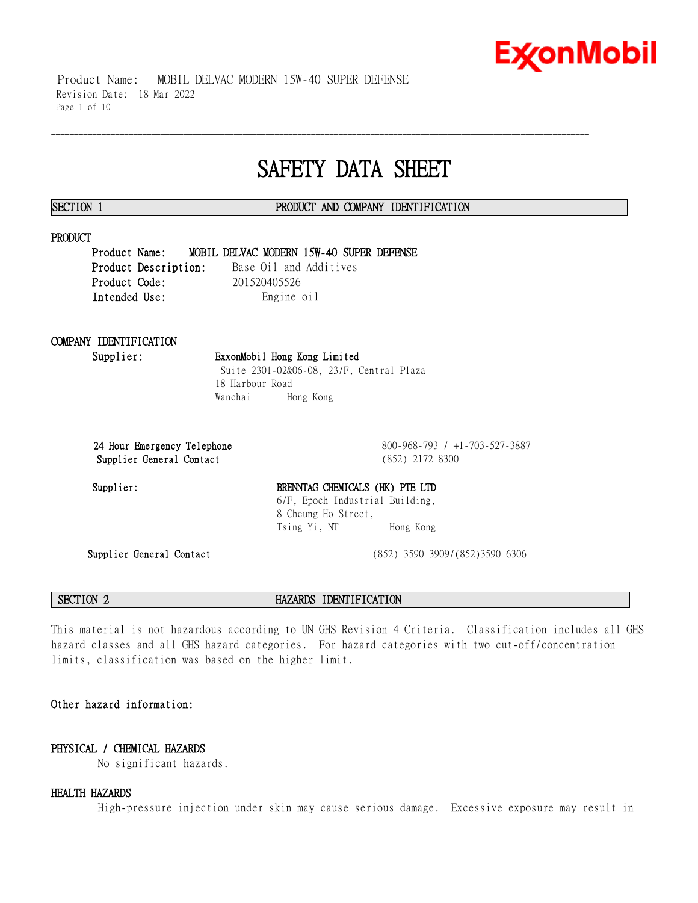# SAFETY DATA SHEET

## SECTION 1 PRODUCT AND COMPANY IDENTIFICATION

### PRODUCT

**Product Name:** **MOBIL DELVAC MODERN 15W-40 SUPER DEFENSE**
**Product Description:** Base Oil and Additives
**Product Code:** 201520405526
**Intended Use:** Engine oil

### COMPANY IDENTIFICATION

**Supplier:** **ExxonMobil Hong Kong Limited**
Suite 2301-02&06-08, 23/F, Central Plaza
18 Harbour Road
Wanchai Hong Kong

**24 Hour Emergency Telephone** 800-968-793 / +1-703-527-3887
**Supplier General Contact** (852) 2172 8300

**Supplier:** **BRENNTAG CHEMICALS (HK) PTE LTD**
6/F, Epoch Industrial Building,
8 Cheung Ho Street,
Tsing Yi, NT Hong Kong

**Supplier General Contact** (852) 3590 3909/(852)3590 6306

## SECTION 2 HAZARDS IDENTIFICATION

This material is not hazardous according to UN GHS Revision 4 Criteria. Classification includes all GHS hazard classes and all GHS hazard categories. For hazard categories with two cut-off/concentration limits, classification was based on the higher limit.

**Other hazard information:**

### PHYSICAL / CHEMICAL HAZARDS

No significant hazards.

### HEALTH HAZARDS

High-pressure injection under skin may cause serious damage. Excessive exposure may result in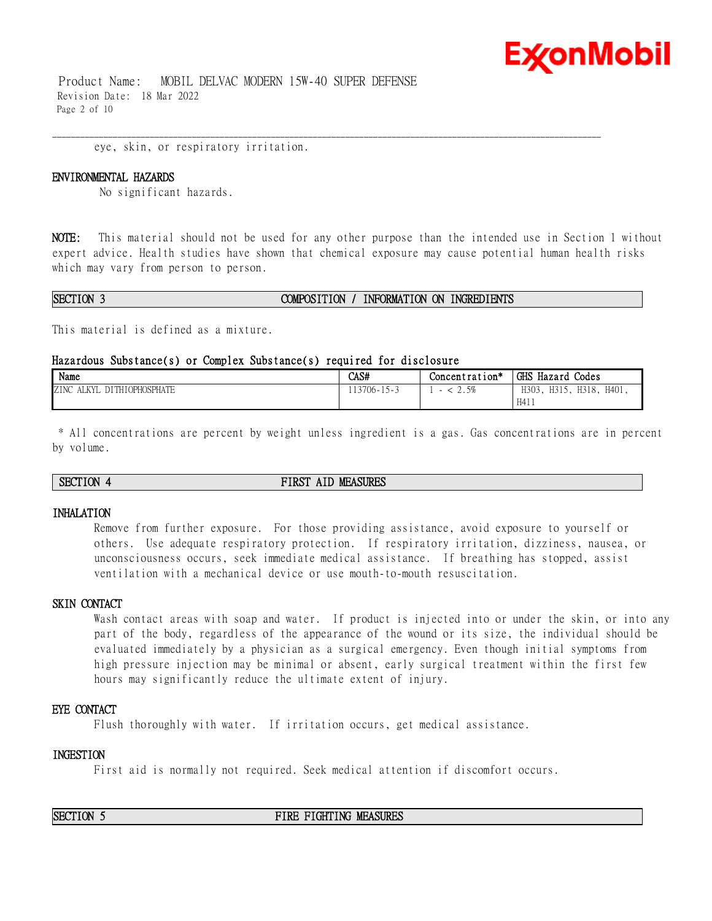eye, skin, or respiratory irritation.

### ENVIRONMENTAL HAZARDS

No significant hazards.

**NOTE:** This material should not be used for any other purpose than the intended use in Section 1 without expert advice. Health studies have shown that chemical exposure may cause potential human health risks which may vary from person to person.

## SECTION 3 COMPOSITION / INFORMATION ON INGREDIENTS

This material is defined as a mixture.

### Hazardous Substance(s) or Complex Substance(s) required for disclosure

| Name | CAS# | Concentration* | GHS Hazard Codes |
|---|---|---|---|
| ZINC ALKYL DITHIOPHOSPHATE | 113706-15-3 | 1 - < 2.5% | H303, H315, H318, H401, H411 |

\* All concentrations are percent by weight unless ingredient is a gas. Gas concentrations are in percent by volume.

## SECTION 4 FIRST AID MEASURES

### INHALATION

Remove from further exposure. For those providing assistance, avoid exposure to yourself or others. Use adequate respiratory protection. If respiratory irritation, dizziness, nausea, or unconsciousness occurs, seek immediate medical assistance. If breathing has stopped, assist ventilation with a mechanical device or use mouth-to-mouth resuscitation.

### SKIN CONTACT

Wash contact areas with soap and water. If product is injected into or under the skin, or into any part of the body, regardless of the appearance of the wound or its size, the individual should be evaluated immediately by a physician as a surgical emergency. Even though initial symptoms from high pressure injection may be minimal or absent, early surgical treatment within the first few hours may significantly reduce the ultimate extent of injury.

### EYE CONTACT

Flush thoroughly with water. If irritation occurs, get medical assistance.

### INGESTION

First aid is normally not required. Seek medical attention if discomfort occurs.

## SECTION 5 FIRE FIGHTING MEASURES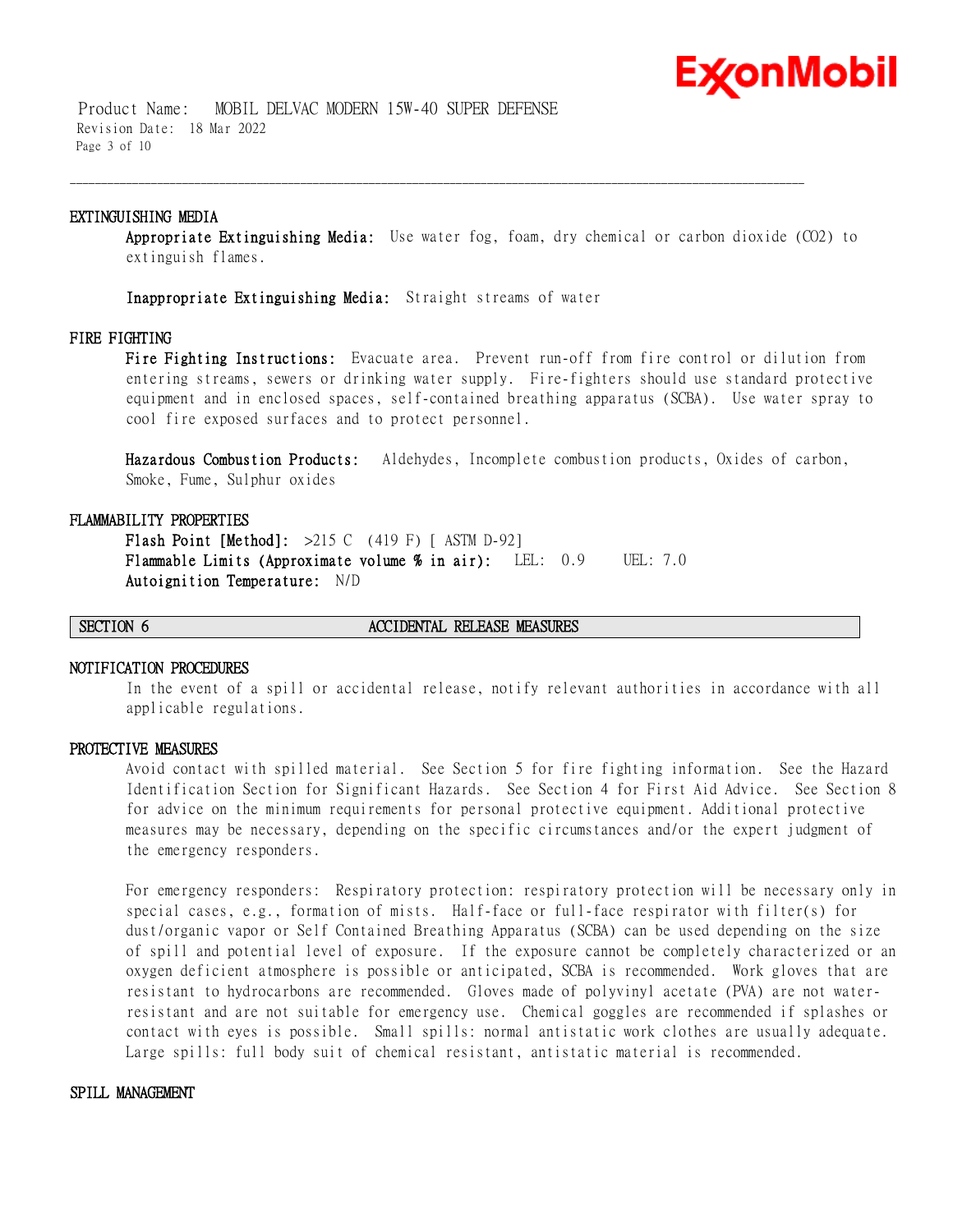### EXTINGUISHING MEDIA

**Appropriate Extinguishing Media:** Use water fog, foam, dry chemical or carbon dioxide ($CO_2$) to extinguish flames.

**Inappropriate Extinguishing Media:** Straight streams of water

### FIRE FIGHTING

**Fire Fighting Instructions:** Evacuate area. Prevent run-off from fire control or dilution from entering streams, sewers or drinking water supply. Fire-fighters should use standard protective equipment and in enclosed spaces, self-contained breathing apparatus (SCBA). Use water spray to cool fire exposed surfaces and to protect personnel.

**Hazardous Combustion Products:** Aldehydes, Incomplete combustion products, Oxides of carbon, Smoke, Fume, Sulphur oxides

### FLAMMABILITY PROPERTIES

**Flash Point [Method]:** >215 C (419 F) [ ASTM D-92]
**Flammable Limits (Approximate volume % in air):** LEL: 0.9 UEL: 7.0
**Autoignition Temperature:** N/D

## SECTION 6 ACCIDENTAL RELEASE MEASURES

### NOTIFICATION PROCEDURES

In the event of a spill or accidental release, notify relevant authorities in accordance with all applicable regulations.

### PROTECTIVE MEASURES

Avoid contact with spilled material. See Section 5 for fire fighting information. See the Hazard Identification Section for Significant Hazards. See Section 4 for First Aid Advice. See Section 8 for advice on the minimum requirements for personal protective equipment. Additional protective measures may be necessary, depending on the specific circumstances and/or the expert judgment of the emergency responders.

For emergency responders: Respiratory protection: respiratory protection will be necessary only in special cases, e.g., formation of mists. Half-face or full-face respirator with filter(s) for dust/organic vapor or Self Contained Breathing Apparatus (SCBA) can be used depending on the size of spill and potential level of exposure. If the exposure cannot be completely characterized or an oxygen deficient atmosphere is possible or anticipated, SCBA is recommended. Work gloves that are resistant to hydrocarbons are recommended. Gloves made of polyvinyl acetate (PVA) are not water-resistant and are not suitable for emergency use. Chemical goggles are recommended if splashes or contact with eyes is possible. Small spills: normal antistatic work clothes are usually adequate. Large spills: full body suit of chemical resistant, antistatic material is recommended.

### SPILL MANAGEMENT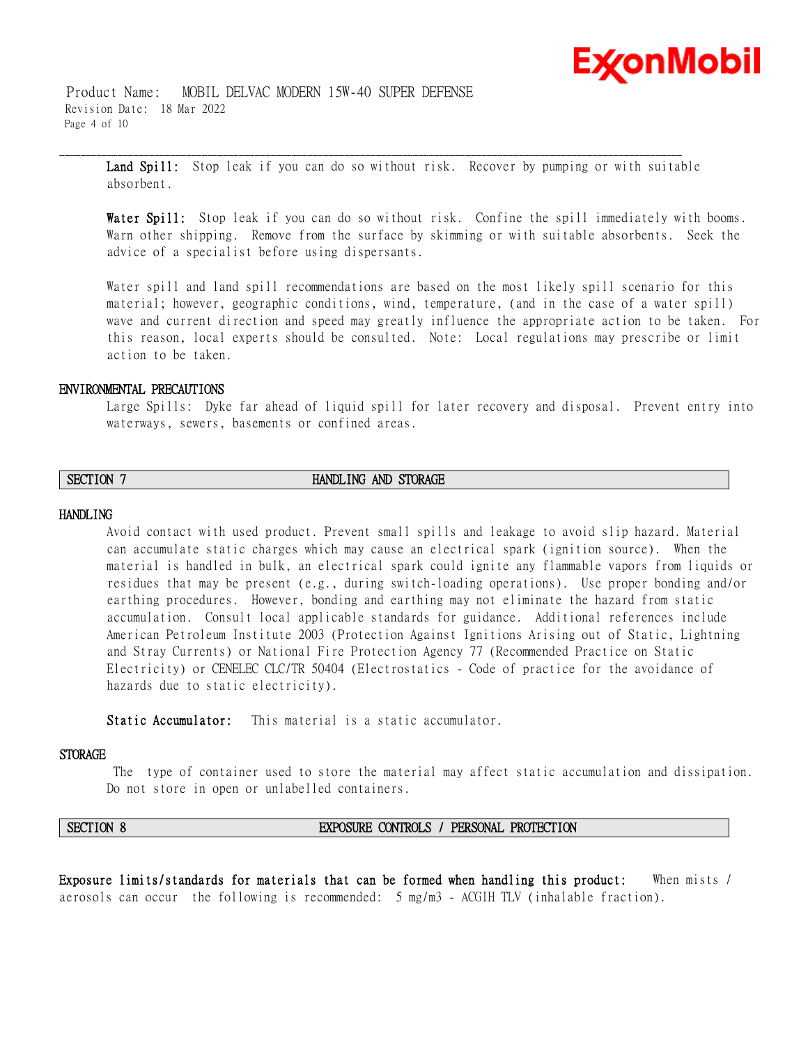**Land Spill:** Stop leak if you can do so without risk. Recover by pumping or with suitable absorbent.

**Water Spill:** Stop leak if you can do so without risk. Confine the spill immediately with booms. Warn other shipping. Remove from the surface by skimming or with suitable absorbents. Seek the advice of a specialist before using dispersants.

Water spill and land spill recommendations are based on the most likely spill scenario for this material; however, geographic conditions, wind, temperature, (and in the case of a water spill) wave and current direction and speed may greatly influence the appropriate action to be taken. For this reason, local experts should be consulted. Note: Local regulations may prescribe or limit action to be taken.

### ENVIRONMENTAL PRECAUTIONS

Large Spills: Dyke far ahead of liquid spill for later recovery and disposal. Prevent entry into waterways, sewers, basements or confined areas.

## SECTION 7 HANDLING AND STORAGE

### HANDLING

Avoid contact with used product. Prevent small spills and leakage to avoid slip hazard. Material can accumulate static charges which may cause an electrical spark (ignition source). When the material is handled in bulk, an electrical spark could ignite any flammable vapors from liquids or residues that may be present (e.g., during switch-loading operations). Use proper bonding and/or earthing procedures. However, bonding and earthing may not eliminate the hazard from static accumulation. Consult local applicable standards for guidance. Additional references include American Petroleum Institute 2003 (Protection Against Ignitions Arising out of Static, Lightning and Stray Currents) or National Fire Protection Agency 77 (Recommended Practice on Static Electricity) or CENELEC CLC/TR 50404 (Electrostatics - Code of practice for the avoidance of hazards due to static electricity).

**Static Accumulator:** This material is a static accumulator.

### STORAGE

The type of container used to store the material may affect static accumulation and dissipation. Do not store in open or unlabelled containers.

## SECTION 8 EXPOSURE CONTROLS / PERSONAL PROTECTION

**Exposure limits/standards for materials that can be formed when handling this product:** When mists / aerosols can occur the following is recommended: 5 mg/m3 - ACGIH TLV (inhalable fraction).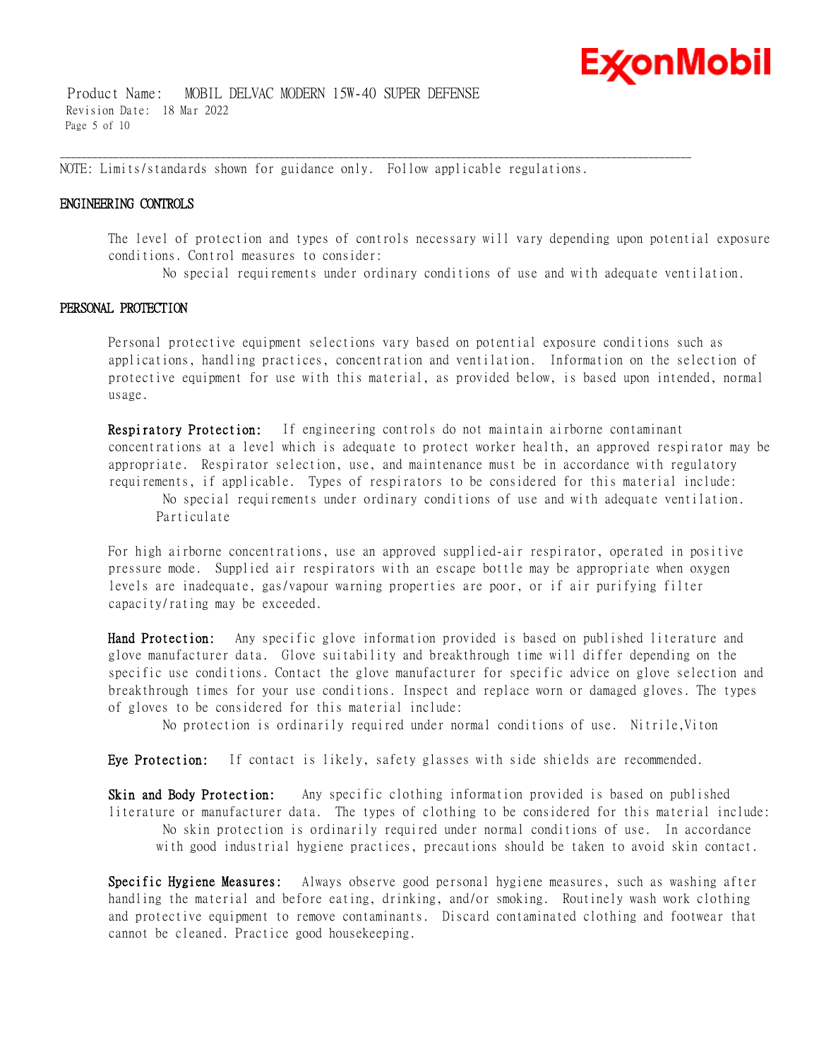NOTE: Limits/standards shown for guidance only. Follow applicable regulations.

## ENGINEERING CONTROLS

The level of protection and types of controls necessary will vary depending upon potential exposure conditions. Control measures to consider:

No special requirements under ordinary conditions of use and with adequate ventilation.

## PERSONAL PROTECTION

Personal protective equipment selections vary based on potential exposure conditions such as applications, handling practices, concentration and ventilation. Information on the selection of protective equipment for use with this material, as provided below, is based upon intended, normal usage.

**Respiratory Protection:** If engineering controls do not maintain airborne contaminant concentrations at a level which is adequate to protect worker health, an approved respirator may be appropriate. Respirator selection, use, and maintenance must be in accordance with regulatory requirements, if applicable. Types of respirators to be considered for this material include:

No special requirements under ordinary conditions of use and with adequate ventilation.
Particulate

For high airborne concentrations, use an approved supplied-air respirator, operated in positive pressure mode. Supplied air respirators with an escape bottle may be appropriate when oxygen levels are inadequate, gas/vapour warning properties are poor, or if air purifying filter capacity/rating may be exceeded.

**Hand Protection:** Any specific glove information provided is based on published literature and glove manufacturer data. Glove suitability and breakthrough time will differ depending on the specific use conditions. Contact the glove manufacturer for specific advice on glove selection and breakthrough times for your use conditions. Inspect and replace worn or damaged gloves. The types of gloves to be considered for this material include:

No protection is ordinarily required under normal conditions of use. Nitrile,Viton

**Eye Protection:** If contact is likely, safety glasses with side shields are recommended.

**Skin and Body Protection:** Any specific clothing information provided is based on published literature or manufacturer data. The types of clothing to be considered for this material include:

No skin protection is ordinarily required under normal conditions of use. In accordance with good industrial hygiene practices, precautions should be taken to avoid skin contact.

**Specific Hygiene Measures:** Always observe good personal hygiene measures, such as washing after handling the material and before eating, drinking, and/or smoking. Routinely wash work clothing and protective equipment to remove contaminants. Discard contaminated clothing and footwear that cannot be cleaned. Practice good housekeeping.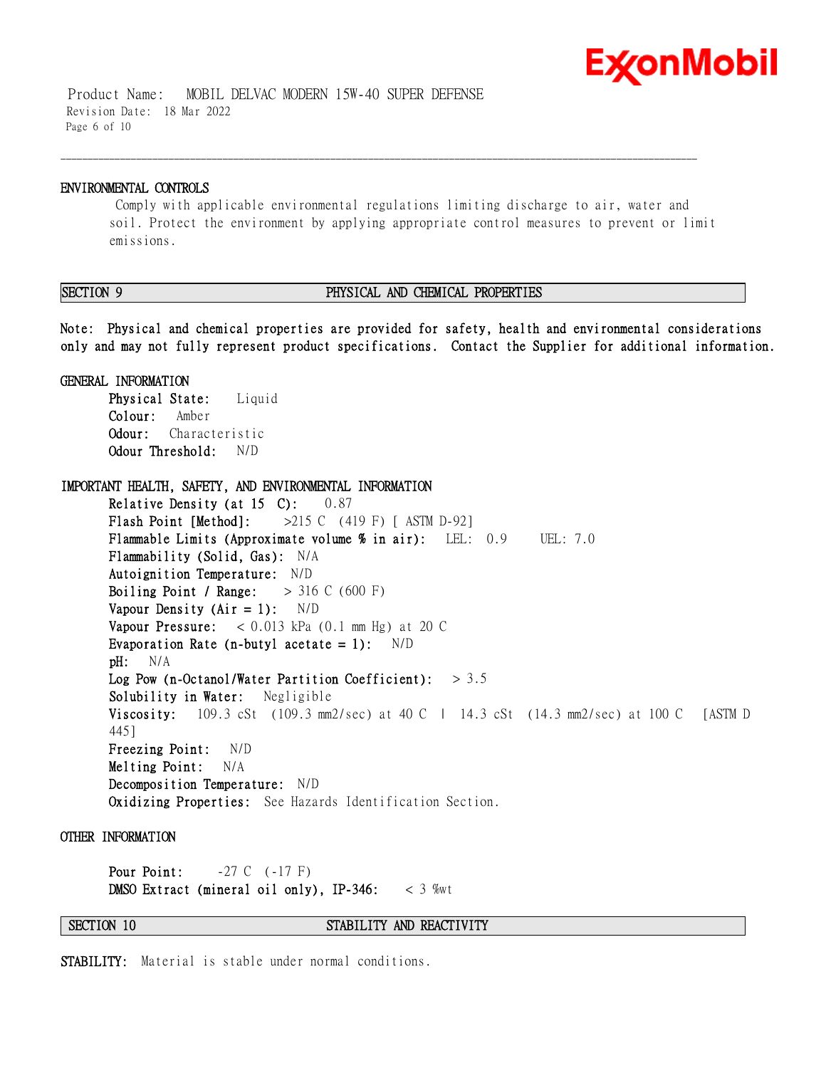### ENVIRONMENTAL CONTROLS

Comply with applicable environmental regulations limiting discharge to air, water and soil. Protect the environment by applying appropriate control measures to prevent or limit emissions.

## SECTION 9 PHYSICAL AND CHEMICAL PROPERTIES

**Note: Physical and chemical properties are provided for safety, health and environmental considerations only and may not fully represent product specifications. Contact the Supplier for additional information.**

### GENERAL INFORMATION

**Physical State:** Liquid
**Colour:** Amber
**Odour:** Characteristic
**Odour Threshold:** N/D

### IMPORTANT HEALTH, SAFETY, AND ENVIRONMENTAL INFORMATION

**Relative Density (at 15 C):** 0.87
**Flash Point [Method]:** >215 C (419 F) [ ASTM D-92]
**Flammable Limits (Approximate volume % in air):** LEL: 0.9 UEL: 7.0
**Flammability (Solid, Gas):** N/A
**Autoignition Temperature:** N/D
**Boiling Point / Range:** > 316 C (600 F)
**Vapour Density (Air = 1):** N/D
**Vapour Pressure:** < 0.013 kPa (0.1 mm Hg) at 20 C
**Evaporation Rate (n-butyl acetate = 1):** N/D
**pH:** N/A
**Log Pow (n-Octanol/Water Partition Coefficient):** > 3.5
**Solubility in Water:** Negligible
**Viscosity:** 109.3 cSt (109.3 mm2/sec) at 40 C | 14.3 cSt (14.3 mm2/sec) at 100 C [ASTM D 445]
**Freezing Point:** N/D
**Melting Point:** N/A
**Decomposition Temperature:** N/D
**Oxidizing Properties:** See Hazards Identification Section.

### OTHER INFORMATION

**Pour Point:** -27 C (-17 F)
**DMSO Extract (mineral oil only), IP-346:** < 3 %wt

## SECTION 10 STABILITY AND REACTIVITY

**STABILITY:** Material is stable under normal conditions.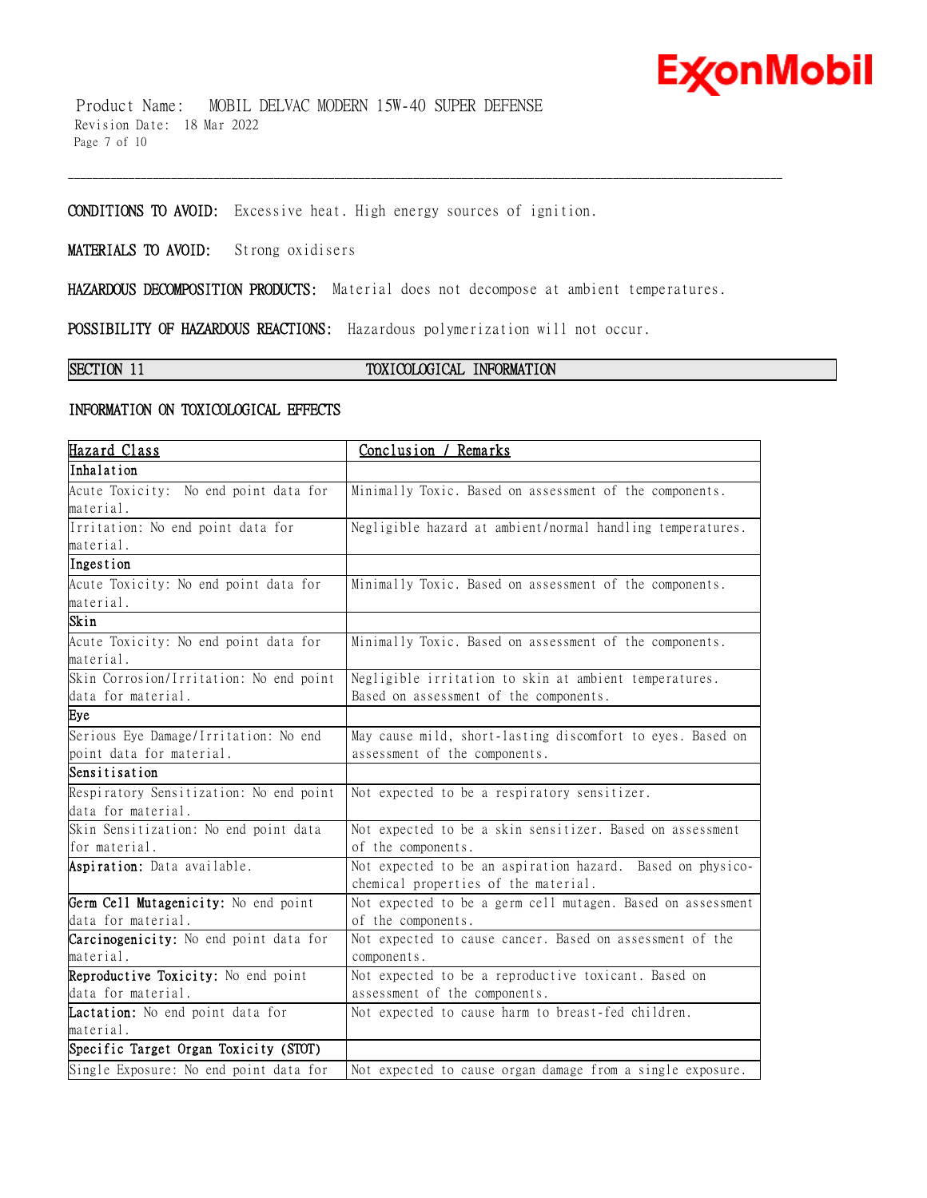**CONDITIONS TO AVOID:** Excessive heat. High energy sources of ignition.

**MATERIALS TO AVOID:** Strong oxidisers

**HAZARDOUS DECOMPOSITION PRODUCTS:** Material does not decompose at ambient temperatures.

**POSSIBILITY OF HAZARDOUS REACTIONS:** Hazardous polymerization will not occur.

## SECTION 11 TOXICOLOGICAL INFORMATION

### INFORMATION ON TOXICOLOGICAL EFFECTS

| Hazard Class | Conclusion / Remarks |
|---|---|
| **Inhalation** | |
| Acute Toxicity: No end point data for material. | Minimally Toxic. Based on assessment of the components. |
| Irritation: No end point data for material. | Negligible hazard at ambient/normal handling temperatures. |
| **Ingestion** | |
| Acute Toxicity: No end point data for material. | Minimally Toxic. Based on assessment of the components. |
| **Skin** | |
| Acute Toxicity: No end point data for material. | Minimally Toxic. Based on assessment of the components. |
| Skin Corrosion/Irritation: No end point data for material. | Negligible irritation to skin at ambient temperatures. Based on assessment of the components. |
| **Eye** | |
| Serious Eye Damage/Irritation: No end point data for material. | May cause mild, short-lasting discomfort to eyes. Based on assessment of the components. |
| **Sensitisation** | |
| Respiratory Sensitization: No end point data for material. | Not expected to be a respiratory sensitizer. |
| Skin Sensitization: No end point data for material. | Not expected to be a skin sensitizer. Based on assessment of the components. |
| **Aspiration:** Data available. | Not expected to be an aspiration hazard. Based on physico-chemical properties of the material. |
| **Germ Cell Mutagenicity:** No end point data for material. | Not expected to be a germ cell mutagen. Based on assessment of the components. |
| **Carcinogenicity:** No end point data for material. | Not expected to cause cancer. Based on assessment of the components. |
| **Reproductive Toxicity:** No end point data for material. | Not expected to be a reproductive toxicant. Based on assessment of the components. |
| **Lactation:** No end point data for material. | Not expected to cause harm to breast-fed children. |
| **Specific Target Organ Toxicity (STOT)** | |
| Single Exposure: No end point data for | Not expected to cause organ damage from a single exposure. |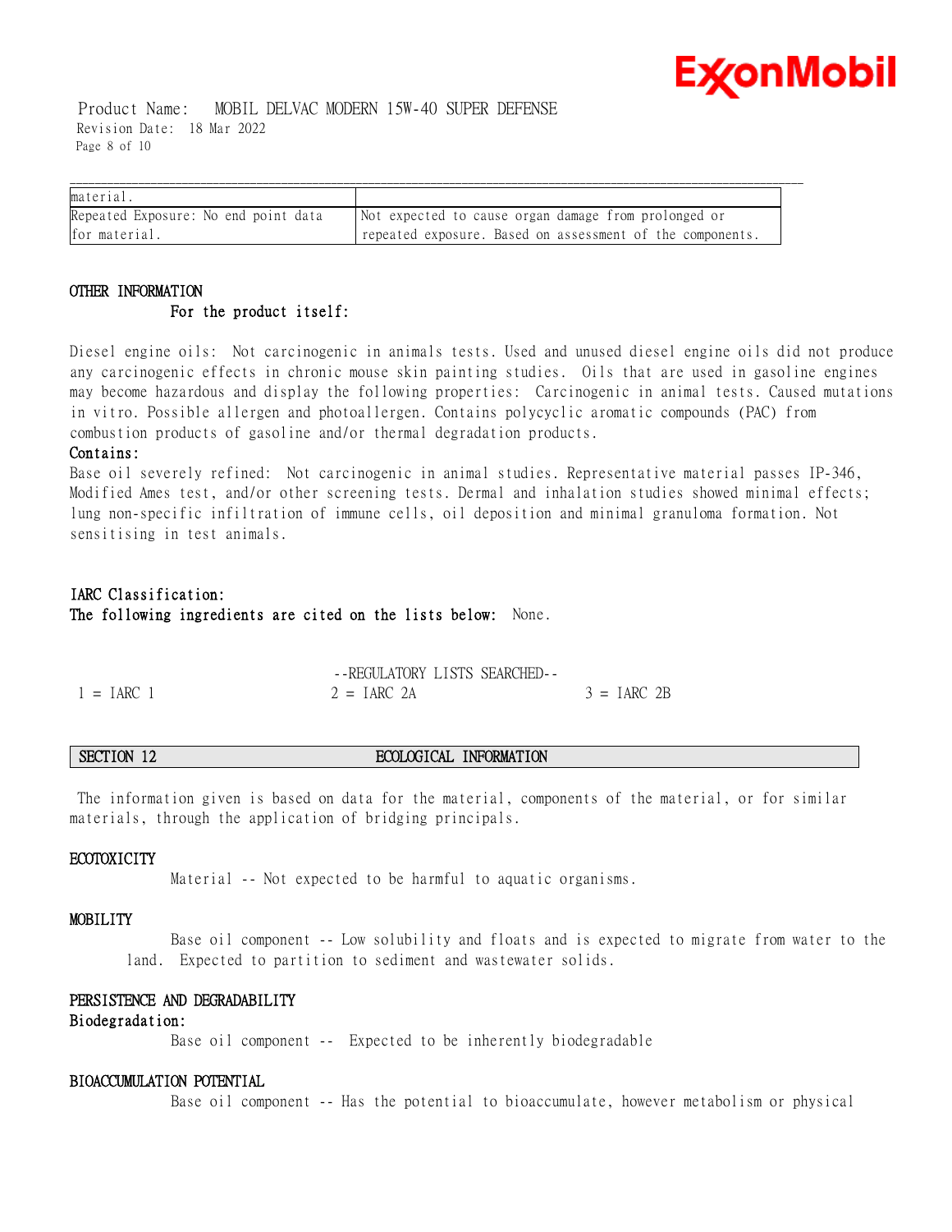| material. | |
|---|---|
| Repeated Exposure: No end point data for material. | Not expected to cause organ damage from prolonged or repeated exposure. Based on assessment of the components. |

### OTHER INFORMATION

**For the product itself:**

Diesel engine oils: Not carcinogenic in animals tests. Used and unused diesel engine oils did not produce any carcinogenic effects in chronic mouse skin painting studies. Oils that are used in gasoline engines may become hazardous and display the following properties: Carcinogenic in animal tests. Caused mutations in vitro. Possible allergen and photoallergen. Contains polycyclic aromatic compounds (PAC) from combustion products of gasoline and/or thermal degradation products.

**Contains:**

Base oil severely refined: Not carcinogenic in animal studies. Representative material passes IP-346, Modified Ames test, and/or other screening tests. Dermal and inhalation studies showed minimal effects; lung non-specific infiltration of immune cells, oil deposition and minimal granuloma formation. Not sensitising in test animals.

**IARC Classification:**

**The following ingredients are cited on the lists below:** None.

--REGULATORY LISTS SEARCHED--

| 1 = IARC 1 | 2 = IARC 2A | 3 = IARC 2B |
|---|---|---|

## SECTION 12 ECOLOGICAL INFORMATION

The information given is based on data for the material, components of the material, or for similar materials, through the application of bridging principals.

### ECOTOXICITY

Material -- Not expected to be harmful to aquatic organisms.

### MOBILITY

Base oil component -- Low solubility and floats and is expected to migrate from water to the land. Expected to partition to sediment and wastewater solids.

### PERSISTENCE AND DEGRADABILITY

**Biodegradation:**

Base oil component -- Expected to be inherently biodegradable

### BIOACCUMULATION POTENTIAL

Base oil component -- Has the potential to bioaccumulate, however metabolism or physical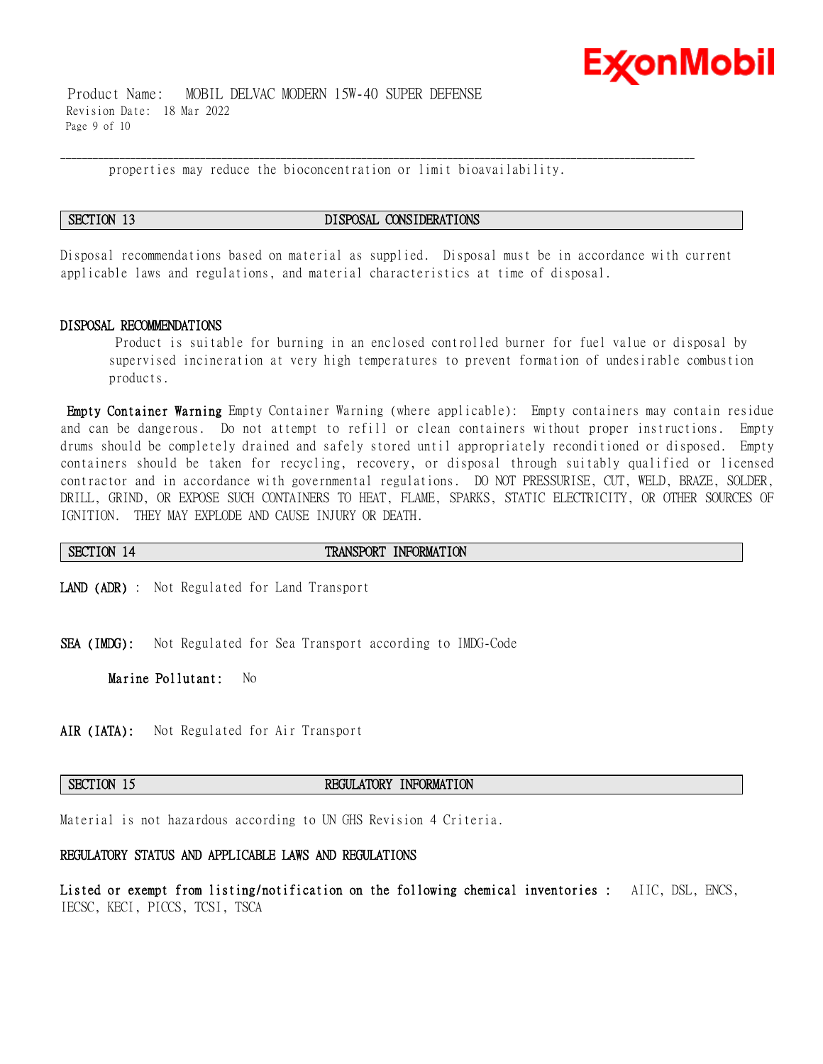properties may reduce the bioconcentration or limit bioavailability.

## SECTION 13 DISPOSAL CONSIDERATIONS

Disposal recommendations based on material as supplied. Disposal must be in accordance with current applicable laws and regulations, and material characteristics at time of disposal.

### DISPOSAL RECOMMENDATIONS

Product is suitable for burning in an enclosed controlled burner for fuel value or disposal by supervised incineration at very high temperatures to prevent formation of undesirable combustion products.

**Empty Container Warning** Empty Container Warning (where applicable): Empty containers may contain residue and can be dangerous. Do not attempt to refill or clean containers without proper instructions. Empty drums should be completely drained and safely stored until appropriately reconditioned or disposed. Empty containers should be taken for recycling, recovery, or disposal through suitably qualified or licensed contractor and in accordance with governmental regulations. DO NOT PRESSURISE, CUT, WELD, BRAZE, SOLDER, DRILL, GRIND, OR EXPOSE SUCH CONTAINERS TO HEAT, FLAME, SPARKS, STATIC ELECTRICITY, OR OTHER SOURCES OF IGNITION. THEY MAY EXPLODE AND CAUSE INJURY OR DEATH.

## SECTION 14 TRANSPORT INFORMATION

**LAND (ADR)** : Not Regulated for Land Transport

**SEA (IMDG):** Not Regulated for Sea Transport according to IMDG-Code

**Marine Pollutant:** No

**AIR (IATA):** Not Regulated for Air Transport

## SECTION 15 REGULATORY INFORMATION

Material is not hazardous according to UN GHS Revision 4 Criteria.

### REGULATORY STATUS AND APPLICABLE LAWS AND REGULATIONS

**Listed or exempt from listing/notification on the following chemical inventories :** AIIC, DSL, ENCS, IECSC, KECI, PICCS, TCSI, TSCA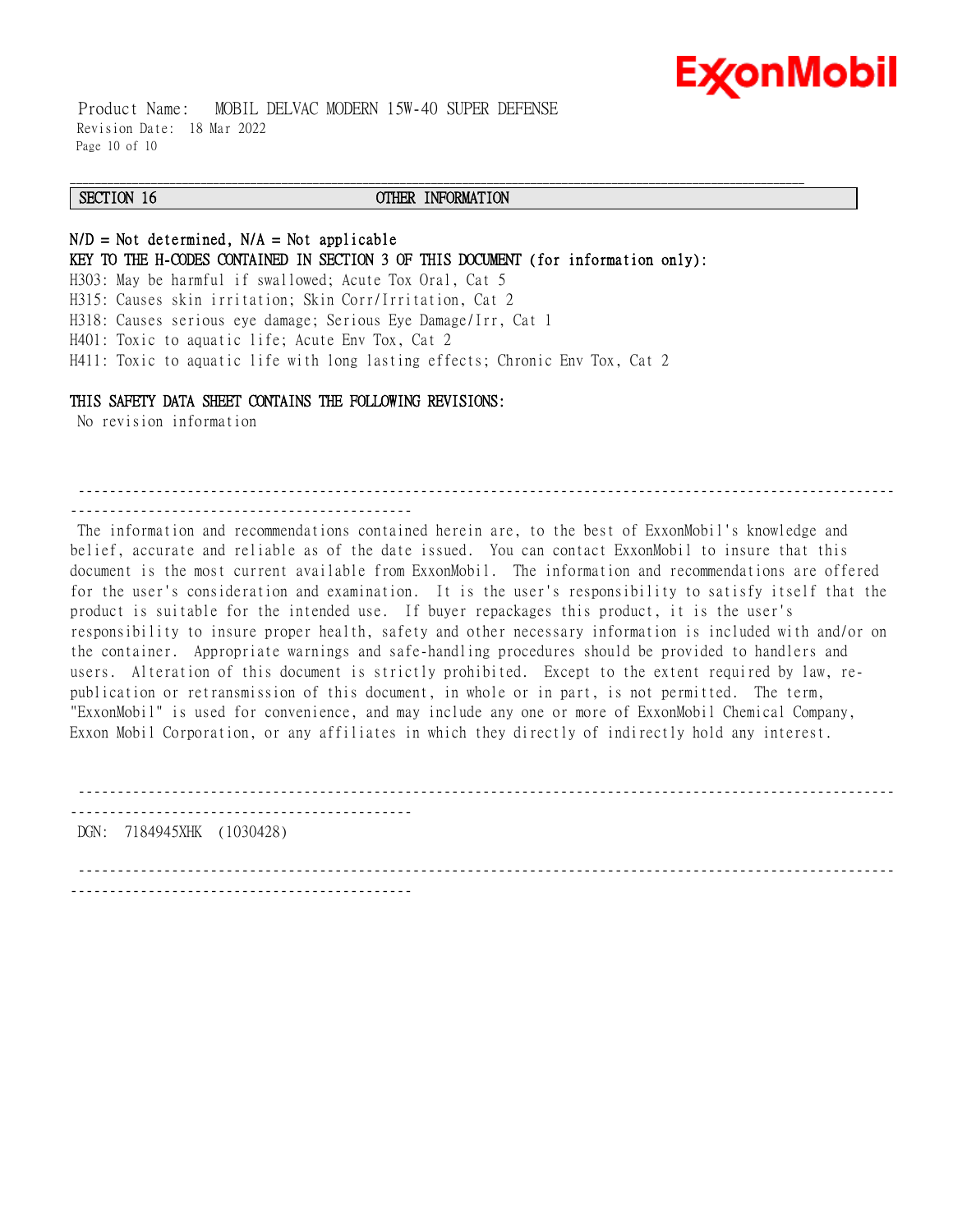## SECTION 16 OTHER INFORMATION

**N/D = Not determined, N/A = Not applicable**

**KEY TO THE H-CODES CONTAINED IN SECTION 3 OF THIS DOCUMENT (for information only):**

H303: May be harmful if swallowed; Acute Tox Oral, Cat 5
H315: Causes skin irritation; Skin Corr/Irritation, Cat 2
H318: Causes serious eye damage; Serious Eye Damage/Irr, Cat 1
H401: Toxic to aquatic life; Acute Env Tox, Cat 2
H411: Toxic to aquatic life with long lasting effects; Chronic Env Tox, Cat 2

**THIS SAFETY DATA SHEET CONTAINS THE FOLLOWING REVISIONS:**

No revision information

---

The information and recommendations contained herein are, to the best of ExxonMobil's knowledge and belief, accurate and reliable as of the date issued. You can contact ExxonMobil to insure that this document is the most current available from ExxonMobil. The information and recommendations are offered for the user's consideration and examination. It is the user's responsibility to satisfy itself that the product is suitable for the intended use. If buyer repackages this product, it is the user's responsibility to insure proper health, safety and other necessary information is included with and/or on the container. Appropriate warnings and safe-handling procedures should be provided to handlers and users. Alteration of this document is strictly prohibited. Except to the extent required by law, re-publication or retransmission of this document, in whole or in part, is not permitted. The term, "ExxonMobil" is used for convenience, and may include any one or more of ExxonMobil Chemical Company, Exxon Mobil Corporation, or any affiliates in which they directly of indirectly hold any interest.

---

DGN: 7184945XHK (1030428)

---